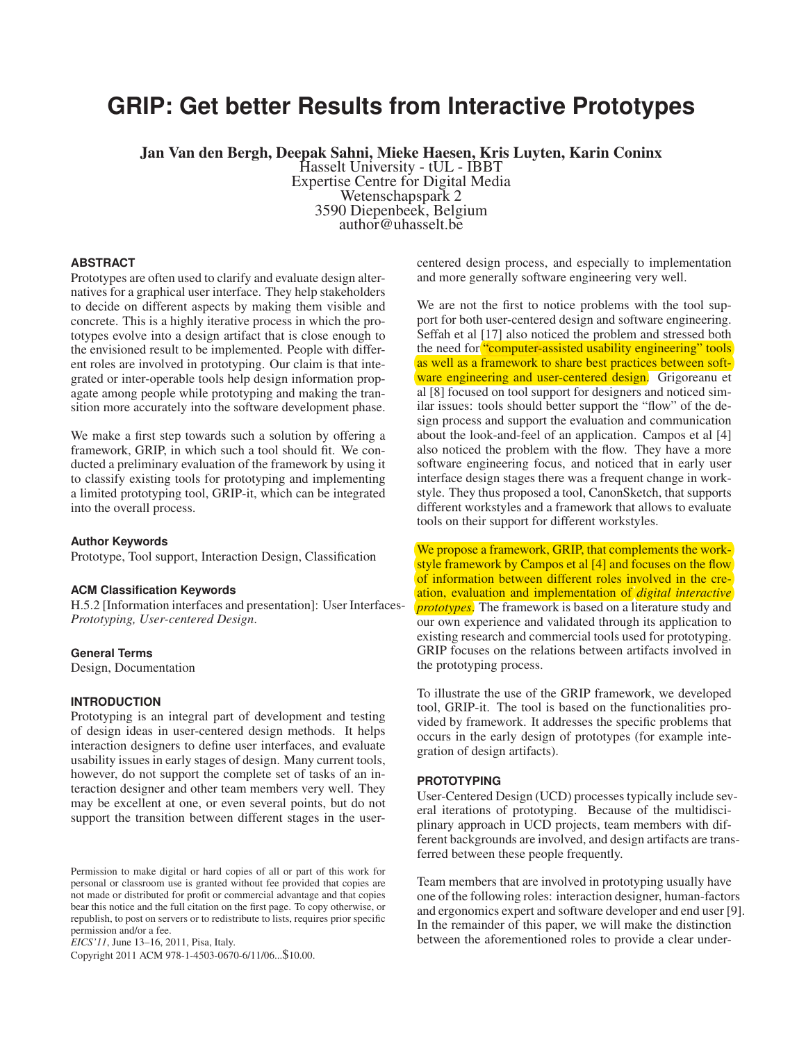# GRIP: Get better Results from Interactive Prototypes

**Jan Van den Bergh, Deepak Sahni, Mieke Haesen, Kris Luyten, Karin Coninx**
Hasselt University - tUL - IBBT
Expertise Centre for Digital Media
Wetenschapspark 2
3590 Diepenbeek, Belgium
author@uhasselt.be

## ABSTRACT

Prototypes are often used to clarify and evaluate design alternatives for a graphical user interface. They help stakeholders to decide on different aspects by making them visible and concrete. This is a highly iterative process in which the prototypes evolve into a design artifact that is close enough to the envisioned result to be implemented. People with different roles are involved in prototyping. Our claim is that integrated or inter-operable tools help design information propagate among people while prototyping and making the transition more accurately into the software development phase.

We make a first step towards such a solution by offering a framework, GRIP, in which such a tool should fit. We conducted a preliminary evaluation of the framework by using it to classify existing tools for prototyping and implementing a limited prototyping tool, GRIP-it, which can be integrated into the overall process.

### Author Keywords

Prototype, Tool support, Interaction Design, Classification

### ACM Classification Keywords

H.5.2 [Information interfaces and presentation]: User Interfaces-*Prototyping, User-centered Design*.

### General Terms

Design, Documentation

## INTRODUCTION

Prototyping is an integral part of development and testing of design ideas in user-centered design methods. It helps interaction designers to define user interfaces, and evaluate usability issues in early stages of design. Many current tools, however, do not support the complete set of tasks of an interaction designer and other team members very well. They may be excellent at one, or even several points, but do not support the transition between different stages in the user-centered design process, and especially to implementation and more generally software engineering very well.

We are not the first to notice problems with the tool support for both user-centered design and software engineering. Seffah et al [17] also noticed the problem and stressed both the need for "computer-assisted usability engineering" tools as well as a framework to share best practices between software engineering and user-centered design. Grigoreanu et al [8] focused on tool support for designers and noticed similar issues: tools should better support the "flow" of the design process and support the evaluation and communication about the look-and-feel of an application. Campos et al [4] also noticed the problem with the flow. They have a more software engineering focus, and noticed that in early user interface design stages there was a frequent change in workstyle. They thus proposed a tool, CanonSketch, that supports different workstyles and a framework that allows to evaluate tools on their support for different workstyles.

We propose a framework, GRIP, that complements the workstyle framework by Campos et al [4] and focuses on the flow of information between different roles involved in the creation, evaluation and implementation of *digital interactive prototypes*. The framework is based on a literature study and our own experience and validated through its application to existing research and commercial tools used for prototyping. GRIP focuses on the relations between artifacts involved in the prototyping process.

To illustrate the use of the GRIP framework, we developed tool, GRIP-it. The tool is based on the functionalities provided by framework. It addresses the specific problems that occurs in the early design of prototypes (for example integration of design artifacts).

## PROTOTYPING

User-Centered Design (UCD) processes typically include several iterations of prototyping. Because of the multidisciplinary approach in UCD projects, team members with different backgrounds are involved, and design artifacts are transferred between these people frequently.

Team members that are involved in prototyping usually have one of the following roles: interaction designer, human-factors and ergonomics expert and software developer and end user [9]. In the remainder of this paper, we will make the distinction between the aforementioned roles to provide a clear under-

Permission to make digital or hard copies of all or part of this work for personal or classroom use is granted without fee provided that copies are not made or distributed for profit or commercial advantage and that copies bear this notice and the full citation on the first page. To copy otherwise, or republish, to post on servers or to redistribute to lists, requires prior specific permission and/or a fee.
*EICS'11*, June 13–16, 2011, Pisa, Italy.
Copyright 2011 ACM 978-1-4503-0670-6/11/06...$10.00.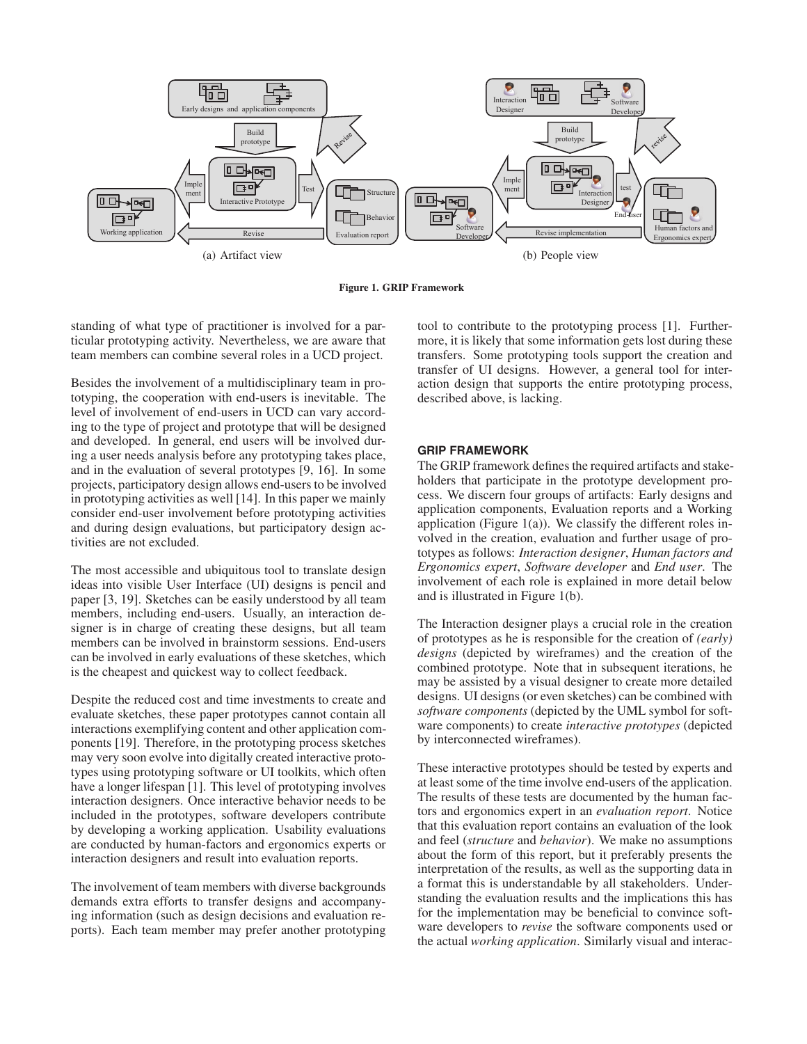(a) Artifact view

(b) People view

**Figure 1. GRIP Framework**

standing of what type of practitioner is involved for a particular prototyping activity. Nevertheless, we are aware that team members can combine several roles in a UCD project.

Besides the involvement of a multidisciplinary team in prototyping, the cooperation with end-users is inevitable. The level of involvement of end-users in UCD can vary according to the type of project and prototype that will be designed and developed. In general, end users will be involved during a user needs analysis before any prototyping takes place, and in the evaluation of several prototypes [9, 16]. In some projects, participatory design allows end-users to be involved in prototyping activities as well [14]. In this paper we mainly consider end-user involvement before prototyping activities and during design evaluations, but participatory design activities are not excluded.

The most accessible and ubiquitous tool to translate design ideas into visible User Interface (UI) designs is pencil and paper [3, 19]. Sketches can be easily understood by all team members, including end-users. Usually, an interaction designer is in charge of creating these designs, but all team members can be involved in brainstorm sessions. End-users can be involved in early evaluations of these sketches, which is the cheapest and quickest way to collect feedback.

Despite the reduced cost and time investments to create and evaluate sketches, these paper prototypes cannot contain all interactions exemplifying content and other application components [19]. Therefore, in the prototyping process sketches may very soon evolve into digitally created interactive prototypes using prototyping software or UI toolkits, which often have a longer lifespan [1]. This level of prototyping involves interaction designers. Once interactive behavior needs to be included in the prototypes, software developers contribute by developing a working application. Usability evaluations are conducted by human-factors and ergonomics experts or interaction designers and result into evaluation reports.

The involvement of team members with diverse backgrounds demands extra efforts to transfer designs and accompanying information (such as design decisions and evaluation reports). Each team member may prefer another prototyping tool to contribute to the prototyping process [1]. Furthermore, it is likely that some information gets lost during these transfers. Some prototyping tools support the creation and transfer of UI designs. However, a general tool for interaction design that supports the entire prototyping process, described above, is lacking.

## GRIP FRAMEWORK

The GRIP framework defines the required artifacts and stakeholders that participate in the prototype development process. We discern four groups of artifacts: Early designs and application components, Evaluation reports and a Working application (Figure 1(a)). We classify the different roles involved in the creation, evaluation and further usage of prototypes as follows: *Interaction designer*, *Human factors and Ergonomics expert*, *Software developer* and *End user*. The involvement of each role is explained in more detail below and is illustrated in Figure 1(b).

The Interaction designer plays a crucial role in the creation of prototypes as he is responsible for the creation of *(early) designs* (depicted by wireframes) and the creation of the combined prototype. Note that in subsequent iterations, he may be assisted by a visual designer to create more detailed designs. UI designs (or even sketches) can be combined with *software components* (depicted by the UML symbol for software components) to create *interactive prototypes* (depicted by interconnected wireframes).

These interactive prototypes should be tested by experts and at least some of the time involve end-users of the application. The results of these tests are documented by the human factors and ergonomics expert in an *evaluation report*. Notice that this evaluation report contains an evaluation of the look and feel (*structure* and *behavior*). We make no assumptions about the form of this report, but it preferably presents the interpretation of the results, as well as the supporting data in a format this is understandable by all stakeholders. Understanding the evaluation results and the implications this has for the implementation may be beneficial to convince software developers to *revise* the software components used or the actual *working application*. Similarly visual and interac-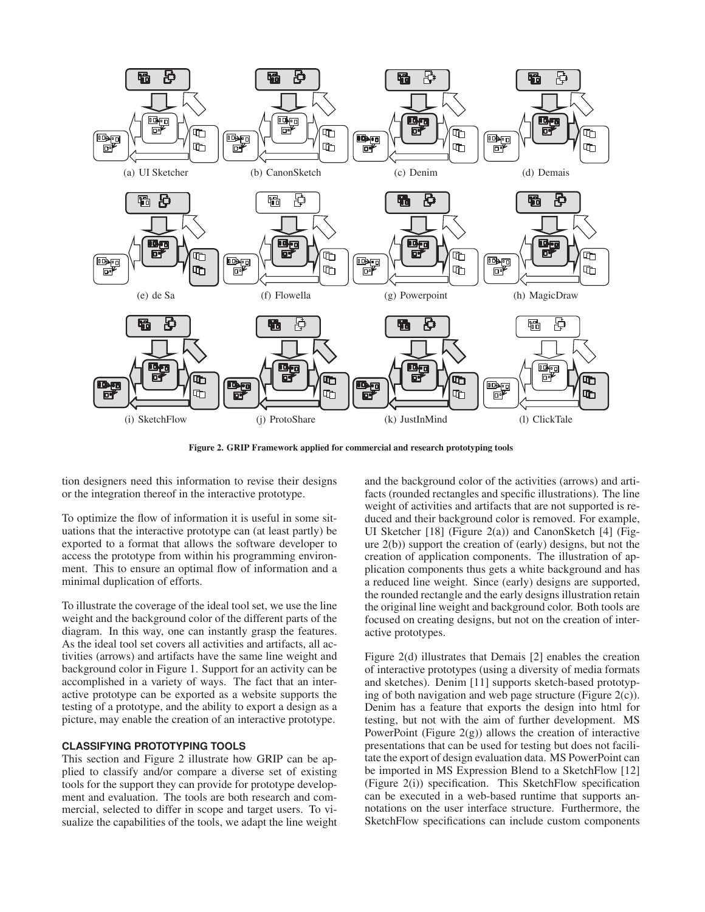(a) UI Sketcher (b) CanonSketch (c) Denim (d) Demais

(e) de Sa (f) Flowella (g) Powerpoint (h) MagicDraw

(i) SketchFlow (j) ProtoShare (k) JustInMind (l) ClickTale

**Figure 2. GRIP Framework applied for commercial and research prototyping tools**

tion designers need this information to revise their designs or the integration thereof in the interactive prototype.

To optimize the flow of information it is useful in some situations that the interactive prototype can (at least partly) be exported to a format that allows the software developer to access the prototype from within his programming environment. This to ensure an optimal flow of information and a minimal duplication of efforts.

To illustrate the coverage of the ideal tool set, we use the line weight and the background color of the different parts of the diagram. In this way, one can instantly grasp the features. As the ideal tool set covers all activities and artifacts, all activities (arrows) and artifacts have the same line weight and background color in Figure 1. Support for an activity can be accomplished in a variety of ways. The fact that an interactive prototype can be exported as a website supports the testing of a prototype, and the ability to export a design as a picture, may enable the creation of an interactive prototype.

## CLASSIFYING PROTOTYPING TOOLS

This section and Figure 2 illustrate how GRIP can be applied to classify and/or compare a diverse set of existing tools for the support they can provide for prototype development and evaluation. The tools are both research and commercial, selected to differ in scope and target users. To visualize the capabilities of the tools, we adapt the line weight and the background color of the activities (arrows) and artifacts (rounded rectangles and specific illustrations). The line weight of activities and artifacts that are not supported is reduced and their background color is removed. For example, UI Sketcher [18] (Figure 2(a)) and CanonSketch [4] (Figure 2(b)) support the creation of (early) designs, but not the creation of application components. The illustration of application components thus gets a white background and has a reduced line weight. Since (early) designs are supported, the rounded rectangle and the early designs illustration retain the original line weight and background color. Both tools are focused on creating designs, but not on the creation of interactive prototypes.

Figure 2(d) illustrates that Demais [2] enables the creation of interactive prototypes (using a diversity of media formats and sketches). Denim [11] supports sketch-based prototyping of both navigation and web page structure (Figure 2(c)). Denim has a feature that exports the design into html for testing, but not with the aim of further development. MS PowerPoint (Figure 2(g)) allows the creation of interactive presentations that can be used for testing but does not facilitate the export of design evaluation data. MS PowerPoint can be imported in MS Expression Blend to a SketchFlow [12] (Figure 2(i)) specification. This SketchFlow specification can be executed in a web-based runtime that supports annotations on the user interface structure. Furthermore, the SketchFlow specifications can include custom components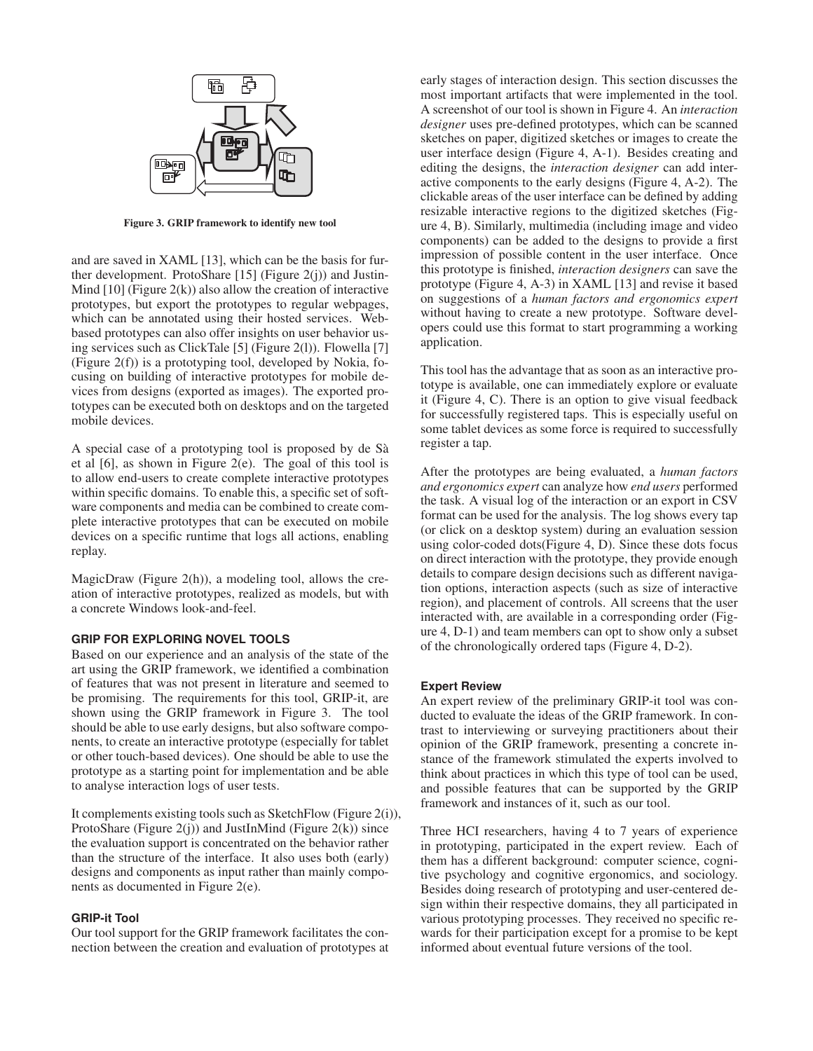Figure 3. GRIP framework to identify new tool

and are saved in XAML [13], which can be the basis for further development. ProtoShare [15] (Figure 2(j)) and JustinMind [10] (Figure 2(k)) also allow the creation of interactive prototypes, but export the prototypes to regular webpages, which can be annotated using their hosted services. Web-based prototypes can also offer insights on user behavior using services such as ClickTale [5] (Figure 2(l)). Flowella [7] (Figure 2(f)) is a prototyping tool, developed by Nokia, focusing on building of interactive prototypes for mobile devices from designs (exported as images). The exported prototypes can be executed both on desktops and on the targeted mobile devices.

A special case of a prototyping tool is proposed by de Sà et al [6], as shown in Figure 2(e). The goal of this tool is to allow end-users to create complete interactive prototypes within specific domains. To enable this, a specific set of software components and media can be combined to create complete interactive prototypes that can be executed on mobile devices on a specific runtime that logs all actions, enabling replay.

MagicDraw (Figure 2(h)), a modeling tool, allows the creation of interactive prototypes, realized as models, but with a concrete Windows look-and-feel.

## GRIP FOR EXPLORING NOVEL TOOLS

Based on our experience and an analysis of the state of the art using the GRIP framework, we identified a combination of features that was not present in literature and seemed to be promising. The requirements for this tool, GRIP-it, are shown using the GRIP framework in Figure 3. The tool should be able to use early designs, but also software components, to create an interactive prototype (especially for tablet or other touch-based devices). One should be able to use the prototype as a starting point for implementation and be able to analyse interaction logs of user tests.

It complements existing tools such as SketchFlow (Figure 2(i)), ProtoShare (Figure 2(j)) and JustInMind (Figure 2(k)) since the evaluation support is concentrated on the behavior rather than the structure of the interface. It also uses both (early) designs and components as input rather than mainly components as documented in Figure 2(e).

### GRIP-it Tool

Our tool support for the GRIP framework facilitates the connection between the creation and evaluation of prototypes at early stages of interaction design. This section discusses the most important artifacts that were implemented in the tool. A screenshot of our tool is shown in Figure 4. An *interaction designer* uses pre-defined prototypes, which can be scanned sketches on paper, digitized sketches or images to create the user interface design (Figure 4, A-1). Besides creating and editing the designs, the *interaction designer* can add interactive components to the early designs (Figure 4, A-2). The clickable areas of the user interface can be defined by adding resizable interactive regions to the digitized sketches (Figure 4, B). Similarly, multimedia (including image and video components) can be added to the designs to provide a first impression of possible content in the user interface. Once this prototype is finished, *interaction designers* can save the prototype (Figure 4, A-3) in XAML [13] and revise it based on suggestions of a *human factors and ergonomics expert* without having to create a new prototype. Software developers could use this format to start programming a working application.

This tool has the advantage that as soon as an interactive prototype is available, one can immediately explore or evaluate it (Figure 4, C). There is an option to give visual feedback for successfully registered taps. This is especially useful on some tablet devices as some force is required to successfully register a tap.

After the prototypes are being evaluated, a *human factors and ergonomics expert* can analyze how *end users* performed the task. A visual log of the interaction or an export in CSV format can be used for the analysis. The log shows every tap (or click on a desktop system) during an evaluation session using color-coded dots(Figure 4, D). Since these dots focus on direct interaction with the prototype, they provide enough details to compare design decisions such as different navigation options, interaction aspects (such as size of interactive region), and placement of controls. All screens that the user interacted with, are available in a corresponding order (Figure 4, D-1) and team members can opt to show only a subset of the chronologically ordered taps (Figure 4, D-2).

### Expert Review

An expert review of the preliminary GRIP-it tool was conducted to evaluate the ideas of the GRIP framework. In contrast to interviewing or surveying practitioners about their opinion of the GRIP framework, presenting a concrete instance of the framework stimulated the experts involved to think about practices in which this type of tool can be used, and possible features that can be supported by the GRIP framework and instances of it, such as our tool.

Three HCI researchers, having 4 to 7 years of experience in prototyping, participated in the expert review. Each of them has a different background: computer science, cognitive psychology and cognitive ergonomics, and sociology. Besides doing research of prototyping and user-centered design within their respective domains, they all participated in various prototyping processes. They received no specific rewards for their participation except for a promise to be kept informed about eventual future versions of the tool.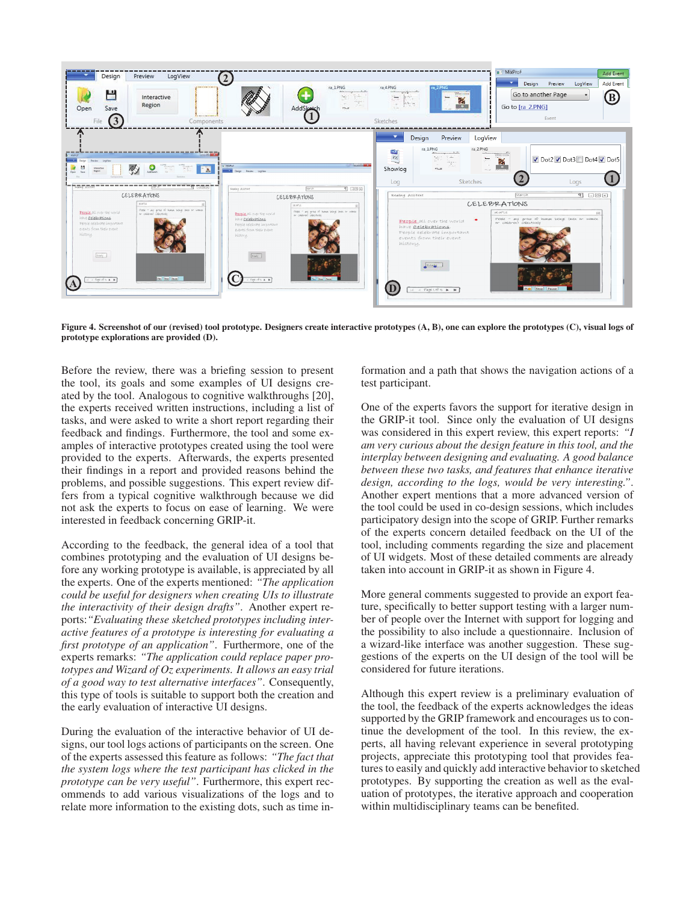Figure 4. Screenshot of our (revised) tool prototype. Designers create interactive prototypes (A, B), one can explore the prototypes (C), visual logs of prototype explorations are provided (D).

Before the review, there was a briefing session to present the tool, its goals and some examples of UI designs created by the tool. Analogous to cognitive walkthroughs [20], the experts received written instructions, including a list of tasks, and were asked to write a short report regarding their feedback and findings. Furthermore, the tool and some examples of interactive prototypes created using the tool were provided to the experts. Afterwards, the experts presented their findings in a report and provided reasons behind the problems, and possible suggestions. This expert review differs from a typical cognitive walkthrough because we did not ask the experts on ease of learning. We were interested in feedback concerning GRIP-it.

According to the feedback, the general idea of a tool that combines prototyping and the evaluation of UI designs before any working prototype is available, is appreciated by all the experts. One of the experts mentioned: *"The application could be useful for designers when creating UIs to illustrate the interactivity of their design drafts"*. Another expert reports: *"Evaluating these sketched prototypes including interactive features of a prototype is interesting for evaluating a first prototype of an application"*. Furthermore, one of the experts remarks: *"The application could replace paper prototypes and Wizard of Oz experiments. It allows an easy trial of a good way to test alternative interfaces"*. Consequently, this type of tools is suitable to support both the creation and the early evaluation of interactive UI designs.

During the evaluation of the interactive behavior of UI designs, our tool logs actions of participants on the screen. One of the experts assessed this feature as follows: *"The fact that the system logs where the test participant has clicked in the prototype can be very useful"*. Furthermore, this expert recommends to add various visualizations of the logs and to relate more information to the existing dots, such as time information and a path that shows the navigation actions of a test participant.

One of the experts favors the support for iterative design in the GRIP-it tool. Since only the evaluation of UI designs was considered in this expert review, this expert reports: *"I am very curious about the design feature in this tool, and the interplay between designing and evaluating. A good balance between these two tasks, and features that enhance iterative design, according to the logs, would be very interesting."*. Another expert mentions that a more advanced version of the tool could be used in co-design sessions, which includes participatory design into the scope of GRIP. Further remarks of the experts concern detailed feedback on the UI of the tool, including comments regarding the size and placement of UI widgets. Most of these detailed comments are already taken into account in GRIP-it as shown in Figure 4.

More general comments suggested to provide an export feature, specifically to better support testing with a larger number of people over the Internet with support for logging and the possibility to also include a questionnaire. Inclusion of a wizard-like interface was another suggestion. These suggestions of the experts on the UI design of the tool will be considered for future iterations.

Although this expert review is a preliminary evaluation of the tool, the feedback of the experts acknowledges the ideas supported by the GRIP framework and encourages us to continue the development of the tool. In this review, the experts, all having relevant experience in several prototyping projects, appreciate this prototyping tool that provides features to easily and quickly add interactive behavior to sketched prototypes. By supporting the creation as well as the evaluation of prototypes, the iterative approach and cooperation within multidisciplinary teams can be benefited.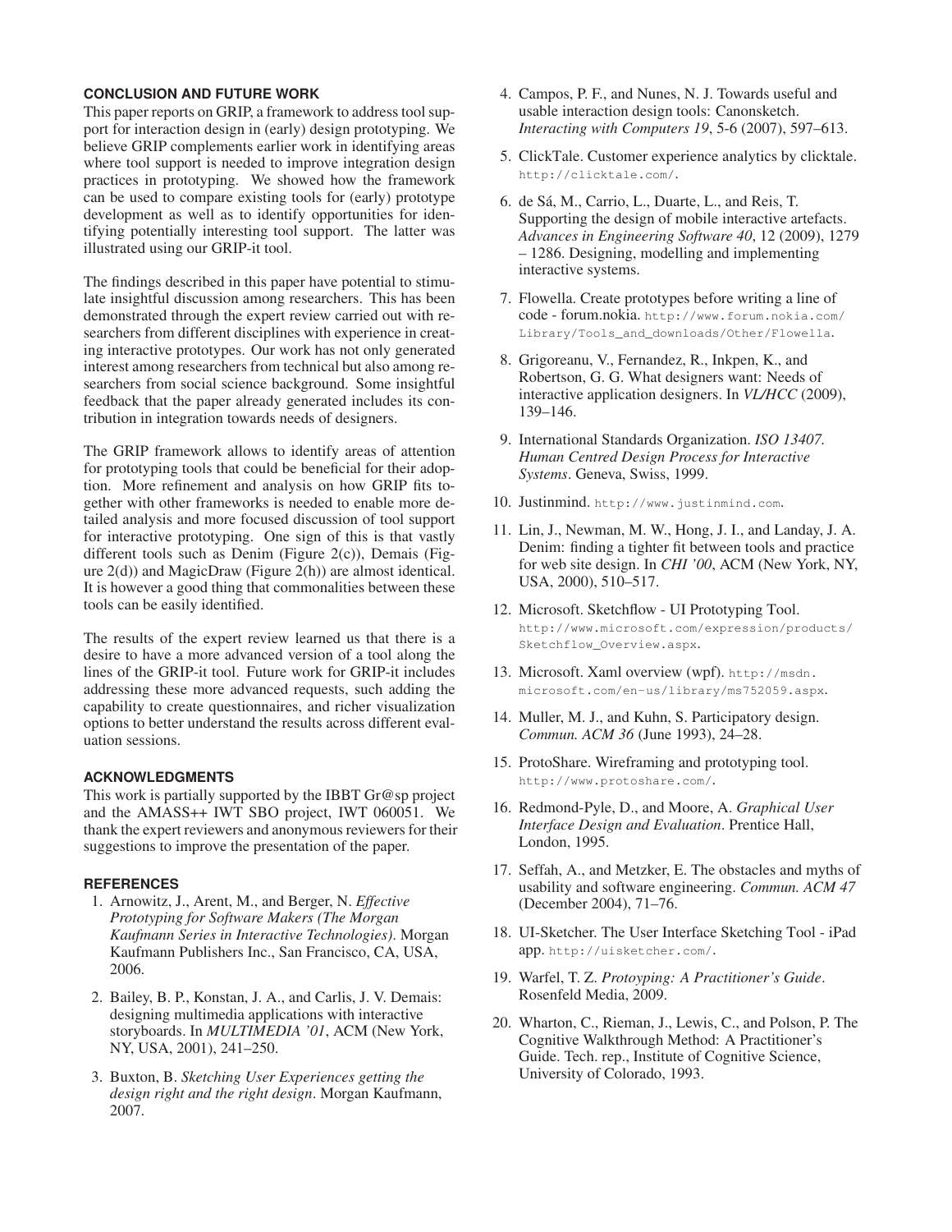## CONCLUSION AND FUTURE WORK

This paper reports on GRIP, a framework to address tool support for interaction design in (early) design prototyping. We believe GRIP complements earlier work in identifying areas where tool support is needed to improve integration design practices in prototyping. We showed how the framework can be used to compare existing tools for (early) prototype development as well as to identify opportunities for identifying potentially interesting tool support. The latter was illustrated using our GRIP-it tool.

The findings described in this paper have potential to stimulate insightful discussion among researchers. This has been demonstrated through the expert review carried out with researchers from different disciplines with experience in creating interactive prototypes. Our work has not only generated interest among researchers from technical but also among researchers from social science background. Some insightful feedback that the paper already generated includes its contribution in integration towards needs of designers.

The GRIP framework allows to identify areas of attention for prototyping tools that could be beneficial for their adoption. More refinement and analysis on how GRIP fits together with other frameworks is needed to enable more detailed analysis and more focused discussion of tool support for interactive prototyping. One sign of this is that vastly different tools such as Denim (Figure 2(c)), Demais (Figure 2(d)) and MagicDraw (Figure 2(h)) are almost identical. It is however a good thing that commonalities between these tools can be easily identified.

The results of the expert review learned us that there is a desire to have a more advanced version of a tool along the lines of the GRIP-it tool. Future work for GRIP-it includes addressing these more advanced requests, such adding the capability to create questionnaires, and richer visualization options to better understand the results across different evaluation sessions.

## ACKNOWLEDGMENTS

This work is partially supported by the IBBT Gr@sp project and the AMASS++ IWT SBO project, IWT 060051. We thank the expert reviewers and anonymous reviewers for their suggestions to improve the presentation of the paper.

## REFERENCES

1. Arnowitz, J., Arent, M., and Berger, N. *Effective Prototyping for Software Makers (The Morgan Kaufmann Series in Interactive Technologies)*. Morgan Kaufmann Publishers Inc., San Francisco, CA, USA, 2006.
2. Bailey, B. P., Konstan, J. A., and Carlis, J. V. Demais: designing multimedia applications with interactive storyboards. In *MULTIMEDIA '01*, ACM (New York, NY, USA, 2001), 241–250.
3. Buxton, B. *Sketching User Experiences getting the design right and the right design*. Morgan Kaufmann, 2007.
4. Campos, P. F., and Nunes, N. J. Towards useful and usable interaction design tools: Canonsketch. *Interacting with Computers 19*, 5-6 (2007), 597–613.
5. ClickTale. Customer experience analytics by clicktale. http://clicktale.com/.
6. de Sá, M., Carrio, L., Duarte, L., and Reis, T. Supporting the design of mobile interactive artefacts. *Advances in Engineering Software 40*, 12 (2009), 1279 – 1286. Designing, modelling and implementing interactive systems.
7. Flowella. Create prototypes before writing a line of code - forum.nokia. http://www.forum.nokia.com/Library/Tools_and_downloads/Other/Flowella.
8. Grigoreanu, V., Fernandez, R., Inkpen, K., and Robertson, G. G. What designers want: Needs of interactive application designers. In *VL/HCC* (2009), 139–146.
9. International Standards Organization. *ISO 13407. Human Centred Design Process for Interactive Systems*. Geneva, Swiss, 1999.
10. Justinmind. http://www.justinmind.com.
11. Lin, J., Newman, M. W., Hong, J. I., and Landay, J. A. Denim: finding a tighter fit between tools and practice for web site design. In *CHI '00*, ACM (New York, NY, USA, 2000), 510–517.
12. Microsoft. Sketchflow - UI Prototyping Tool. http://www.microsoft.com/expression/products/Sketchflow_Overview.aspx.
13. Microsoft. Xaml overview (wpf). http://msdn.microsoft.com/en-us/library/ms752059.aspx.
14. Muller, M. J., and Kuhn, S. Participatory design. *Commun. ACM 36* (June 1993), 24–28.
15. ProtoShare. Wireframing and prototyping tool. http://www.protoshare.com/.
16. Redmond-Pyle, D., and Moore, A. *Graphical User Interface Design and Evaluation*. Prentice Hall, London, 1995.
17. Seffah, A., and Metzker, E. The obstacles and myths of usability and software engineering. *Commun. ACM 47* (December 2004), 71–76.
18. UI-Sketcher. The User Interface Sketching Tool - iPad app. http://uisketcher.com/.
19. Warfel, T. Z. *Protoyping: A Practitioner's Guide*. Rosenfeld Media, 2009.
20. Wharton, C., Rieman, J., Lewis, C., and Polson, P. The Cognitive Walkthrough Method: A Practitioner's Guide. Tech. rep., Institute of Cognitive Science, University of Colorado, 1993.